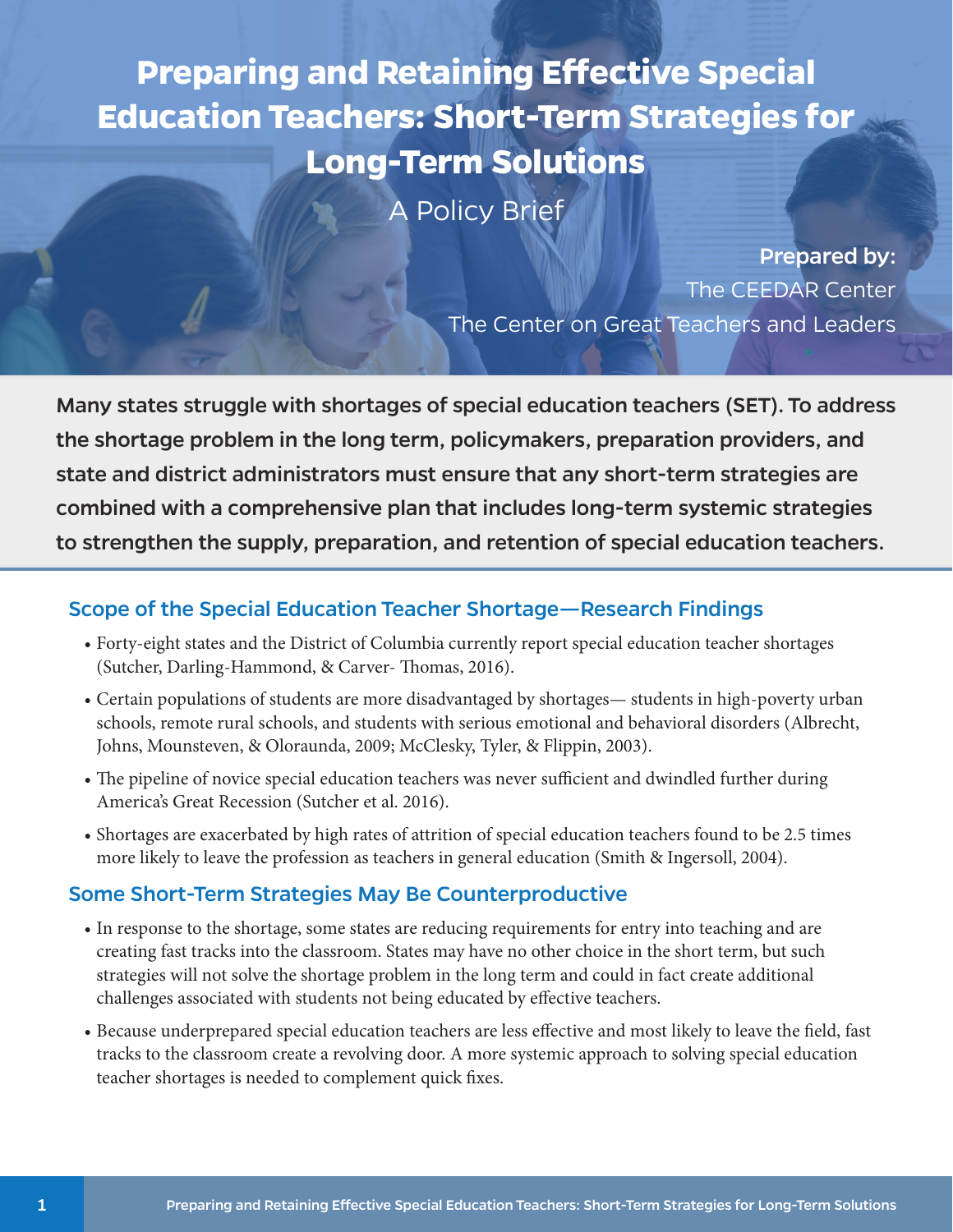# Preparing and Retaining Effective Special Education Teachers: Short-Term Strategies for Long-Term Solutions

A Policy Brief

**Prepared by:**
The CEEDAR Center
The Center on Great Teachers and Leaders

**Many states struggle with shortages of special education teachers (SET). To address the shortage problem in the long term, policymakers, preparation providers, and state and district administrators must ensure that any short-term strategies are combined with a comprehensive plan that includes long-term systemic strategies to strengthen the supply, preparation, and retention of special education teachers.**

## Scope of the Special Education Teacher Shortage—Research Findings

- Forty-eight states and the District of Columbia currently report special education teacher shortages (Sutcher, Darling-Hammond, & Carver- Thomas, 2016).
- Certain populations of students are more disadvantaged by shortages— students in high-poverty urban schools, remote rural schools, and students with serious emotional and behavioral disorders (Albrecht, Johns, Mounsteven, & Oloraunda, 2009; McClesky, Tyler, & Flippin, 2003).
- The pipeline of novice special education teachers was never sufficient and dwindled further during America's Great Recession (Sutcher et al. 2016).
- Shortages are exacerbated by high rates of attrition of special education teachers found to be 2.5 times more likely to leave the profession as teachers in general education (Smith & Ingersoll, 2004).

## Some Short-Term Strategies May Be Counterproductive

- In response to the shortage, some states are reducing requirements for entry into teaching and are creating fast tracks into the classroom. States may have no other choice in the short term, but such strategies will not solve the shortage problem in the long term and could in fact create additional challenges associated with students not being educated by effective teachers.
- Because underprepared special education teachers are less effective and most likely to leave the field, fast tracks to the classroom create a revolving door. A more systemic approach to solving special education teacher shortages is needed to complement quick fixes.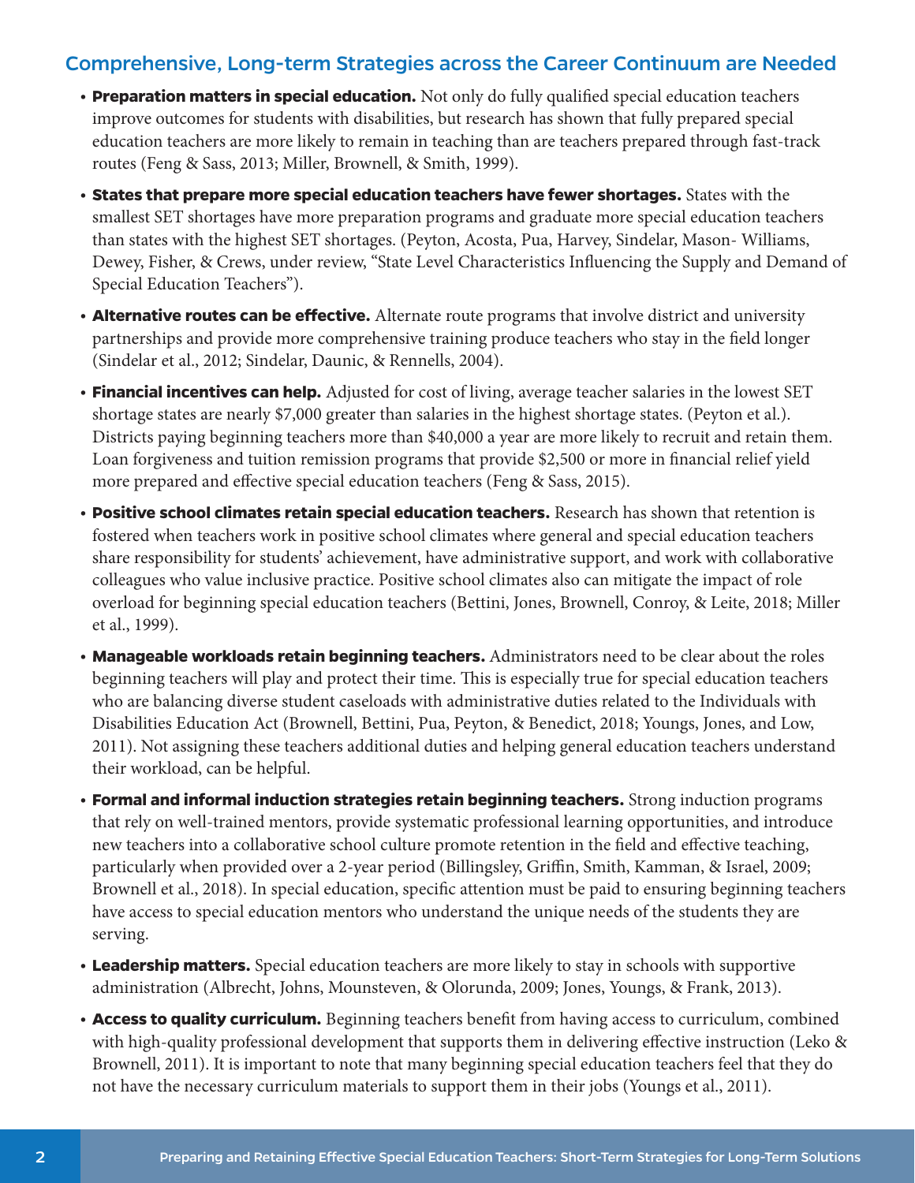## Comprehensive, Long-term Strategies across the Career Continuum are Needed

- **Preparation matters in special education.** Not only do fully qualified special education teachers improve outcomes for students with disabilities, but research has shown that fully prepared special education teachers are more likely to remain in teaching than are teachers prepared through fast-track routes (Feng & Sass, 2013; Miller, Brownell, & Smith, 1999).
- **States that prepare more special education teachers have fewer shortages.** States with the smallest SET shortages have more preparation programs and graduate more special education teachers than states with the highest SET shortages. (Peyton, Acosta, Pua, Harvey, Sindelar, Mason- Williams, Dewey, Fisher, & Crews, under review, "State Level Characteristics Influencing the Supply and Demand of Special Education Teachers").
- **Alternative routes can be effective.** Alternate route programs that involve district and university partnerships and provide more comprehensive training produce teachers who stay in the field longer (Sindelar et al., 2012; Sindelar, Daunic, & Rennells, 2004).
- **Financial incentives can help.** Adjusted for cost of living, average teacher salaries in the lowest SET shortage states are nearly $7,000 greater than salaries in the highest shortage states. (Peyton et al.). Districts paying beginning teachers more than $40,000 a year are more likely to recruit and retain them. Loan forgiveness and tuition remission programs that provide $2,500 or more in financial relief yield more prepared and effective special education teachers (Feng & Sass, 2015).
- **Positive school climates retain special education teachers.** Research has shown that retention is fostered when teachers work in positive school climates where general and special education teachers share responsibility for students' achievement, have administrative support, and work with collaborative colleagues who value inclusive practice. Positive school climates also can mitigate the impact of role overload for beginning special education teachers (Bettini, Jones, Brownell, Conroy, & Leite, 2018; Miller et al., 1999).
- **Manageable workloads retain beginning teachers.** Administrators need to be clear about the roles beginning teachers will play and protect their time. This is especially true for special education teachers who are balancing diverse student caseloads with administrative duties related to the Individuals with Disabilities Education Act (Brownell, Bettini, Pua, Peyton, & Benedict, 2018; Youngs, Jones, and Low, 2011). Not assigning these teachers additional duties and helping general education teachers understand their workload, can be helpful.
- **Formal and informal induction strategies retain beginning teachers.** Strong induction programs that rely on well-trained mentors, provide systematic professional learning opportunities, and introduce new teachers into a collaborative school culture promote retention in the field and effective teaching, particularly when provided over a 2-year period (Billingsley, Griffin, Smith, Kamman, & Israel, 2009; Brownell et al., 2018). In special education, specific attention must be paid to ensuring beginning teachers have access to special education mentors who understand the unique needs of the students they are serving.
- **Leadership matters.** Special education teachers are more likely to stay in schools with supportive administration (Albrecht, Johns, Mounsteven, & Olorunda, 2009; Jones, Youngs, & Frank, 2013).
- **Access to quality curriculum.** Beginning teachers benefit from having access to curriculum, combined with high-quality professional development that supports them in delivering effective instruction (Leko & Brownell, 2011). It is important to note that many beginning special education teachers feel that they do not have the necessary curriculum materials to support them in their jobs (Youngs et al., 2011).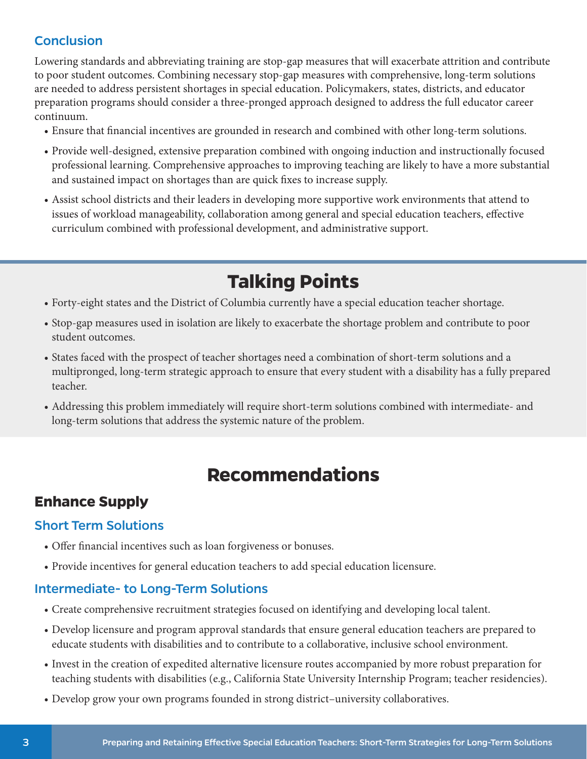## Conclusion

Lowering standards and abbreviating training are stop-gap measures that will exacerbate attrition and contribute to poor student outcomes. Combining necessary stop-gap measures with comprehensive, long-term solutions are needed to address persistent shortages in special education. Policymakers, states, districts, and educator preparation programs should consider a three-pronged approach designed to address the full educator career continuum.

- Ensure that financial incentives are grounded in research and combined with other long-term solutions.
- Provide well-designed, extensive preparation combined with ongoing induction and instructionally focused professional learning. Comprehensive approaches to improving teaching are likely to have a more substantial and sustained impact on shortages than are quick fixes to increase supply.
- Assist school districts and their leaders in developing more supportive work environments that attend to issues of workload manageability, collaboration among general and special education teachers, effective curriculum combined with professional development, and administrative support.

# Talking Points

- Forty-eight states and the District of Columbia currently have a special education teacher shortage.
- Stop-gap measures used in isolation are likely to exacerbate the shortage problem and contribute to poor student outcomes.
- States faced with the prospect of teacher shortages need a combination of short-term solutions and a multipronged, long-term strategic approach to ensure that every student with a disability has a fully prepared teacher.
- Addressing this problem immediately will require short-term solutions combined with intermediate- and long-term solutions that address the systemic nature of the problem.

# Recommendations

## Enhance Supply

### Short Term Solutions

- Offer financial incentives such as loan forgiveness or bonuses.
- Provide incentives for general education teachers to add special education licensure.

### Intermediate- to Long-Term Solutions

- Create comprehensive recruitment strategies focused on identifying and developing local talent.
- Develop licensure and program approval standards that ensure general education teachers are prepared to educate students with disabilities and to contribute to a collaborative, inclusive school environment.
- Invest in the creation of expedited alternative licensure routes accompanied by more robust preparation for teaching students with disabilities (e.g., California State University Internship Program; teacher residencies).
- Develop grow your own programs founded in strong district–university collaboratives.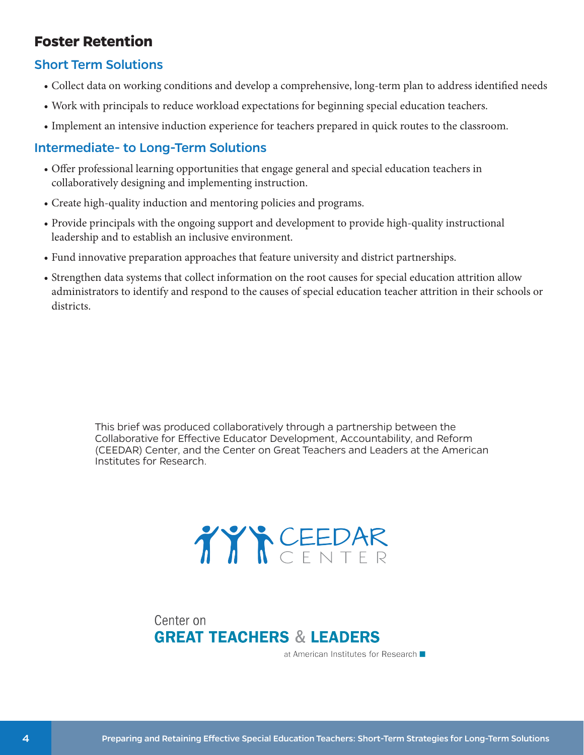## Foster Retention

### Short Term Solutions

- Collect data on working conditions and develop a comprehensive, long-term plan to address identified needs
- Work with principals to reduce workload expectations for beginning special education teachers.
- Implement an intensive induction experience for teachers prepared in quick routes to the classroom.

### Intermediate- to Long-Term Solutions

- Offer professional learning opportunities that engage general and special education teachers in collaboratively designing and implementing instruction.
- Create high-quality induction and mentoring policies and programs.
- Provide principals with the ongoing support and development to provide high-quality instructional leadership and to establish an inclusive environment.
- Fund innovative preparation approaches that feature university and district partnerships.
- Strengthen data systems that collect information on the root causes for special education attrition allow administrators to identify and respond to the causes of special education teacher attrition in their schools or districts.

This brief was produced collaboratively through a partnership between the Collaborative for Effective Educator Development, Accountability, and Reform (CEEDAR) Center, and the Center on Great Teachers and Leaders at the American Institutes for Research.

CEEDAR CENTER

Center on
GREAT TEACHERS & LEADERS
at American Institutes for Research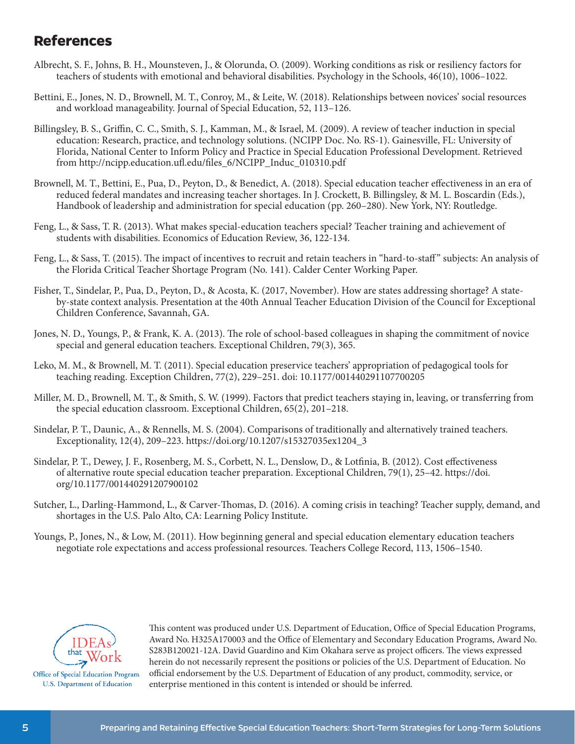## References

Albrecht, S. F., Johns, B. H., Mounsteven, J., & Olorunda, O. (2009). Working conditions as risk or resiliency factors for teachers of students with emotional and behavioral disabilities. Psychology in the Schools, 46(10), 1006–1022.

Bettini, E., Jones, N. D., Brownell, M. T., Conroy, M., & Leite, W. (2018). Relationships between novices' social resources and workload manageability. Journal of Special Education, 52, 113–126.

Billingsley, B. S., Griffin, C. C., Smith, S. J., Kamman, M., & Israel, M. (2009). A review of teacher induction in special education: Research, practice, and technology solutions. (NCIPP Doc. No. RS-1). Gainesville, FL: University of Florida, National Center to Inform Policy and Practice in Special Education Professional Development. Retrieved from http://ncipp.education.ufl.edu/files_6/NCIPP_Induc_010310.pdf

Brownell, M. T., Bettini, E., Pua, D., Peyton, D., & Benedict, A. (2018). Special education teacher effectiveness in an era of reduced federal mandates and increasing teacher shortages. In J. Crockett, B. Billingsley, & M. L. Boscardin (Eds.), Handbook of leadership and administration for special education (pp. 260–280). New York, NY: Routledge.

Feng, L., & Sass, T. R. (2013). What makes special-education teachers special? Teacher training and achievement of students with disabilities. Economics of Education Review, 36, 122-134.

Feng, L., & Sass, T. (2015). The impact of incentives to recruit and retain teachers in "hard-to-staff" subjects: An analysis of the Florida Critical Teacher Shortage Program (No. 141). Calder Center Working Paper.

Fisher, T., Sindelar, P., Pua, D., Peyton, D., & Acosta, K. (2017, November). How are states addressing shortage? A state-by-state context analysis. Presentation at the 40th Annual Teacher Education Division of the Council for Exceptional Children Conference, Savannah, GA.

Jones, N. D., Youngs, P., & Frank, K. A. (2013). The role of school-based colleagues in shaping the commitment of novice special and general education teachers. Exceptional Children, 79(3), 365.

Leko, M. M., & Brownell, M. T. (2011). Special education preservice teachers' appropriation of pedagogical tools for teaching reading. Exception Children, 77(2), 229–251. doi: 10.1177/001440291107700205

Miller, M. D., Brownell, M. T., & Smith, S. W. (1999). Factors that predict teachers staying in, leaving, or transferring from the special education classroom. Exceptional Children, 65(2), 201–218.

Sindelar, P. T., Daunic, A., & Rennells, M. S. (2004). Comparisons of traditionally and alternatively trained teachers. Exceptionality, 12(4), 209–223. https://doi.org/10.1207/s15327035ex1204_3

Sindelar, P. T., Dewey, J. F., Rosenberg, M. S., Corbett, N. L., Denslow, D., & Lotfinia, B. (2012). Cost effectiveness of alternative route special education teacher preparation. Exceptional Children, 79(1), 25–42. https://doi.org/10.1177/001440291207900102

Sutcher, L., Darling-Hammond, L., & Carver-Thomas, D. (2016). A coming crisis in teaching? Teacher supply, demand, and shortages in the U.S. Palo Alto, CA: Learning Policy Institute.

Youngs, P., Jones, N., & Low, M. (2011). How beginning general and special education elementary education teachers negotiate role expectations and access professional resources. Teachers College Record, 113, 1506–1540.

IDEAs that Work

Office of Special Education Programs
U.S. Department of Education

This content was produced under U.S. Department of Education, Office of Special Education Programs, Award No. H325A170003 and the Office of Elementary and Secondary Education Programs, Award No. S283B120021-12A. David Guardino and Kim Okahara serve as project officers. The views expressed herein do not necessarily represent the positions or policies of the U.S. Department of Education. No official endorsement by the U.S. Department of Education of any product, commodity, service, or enterprise mentioned in this content is intended or should be inferred.